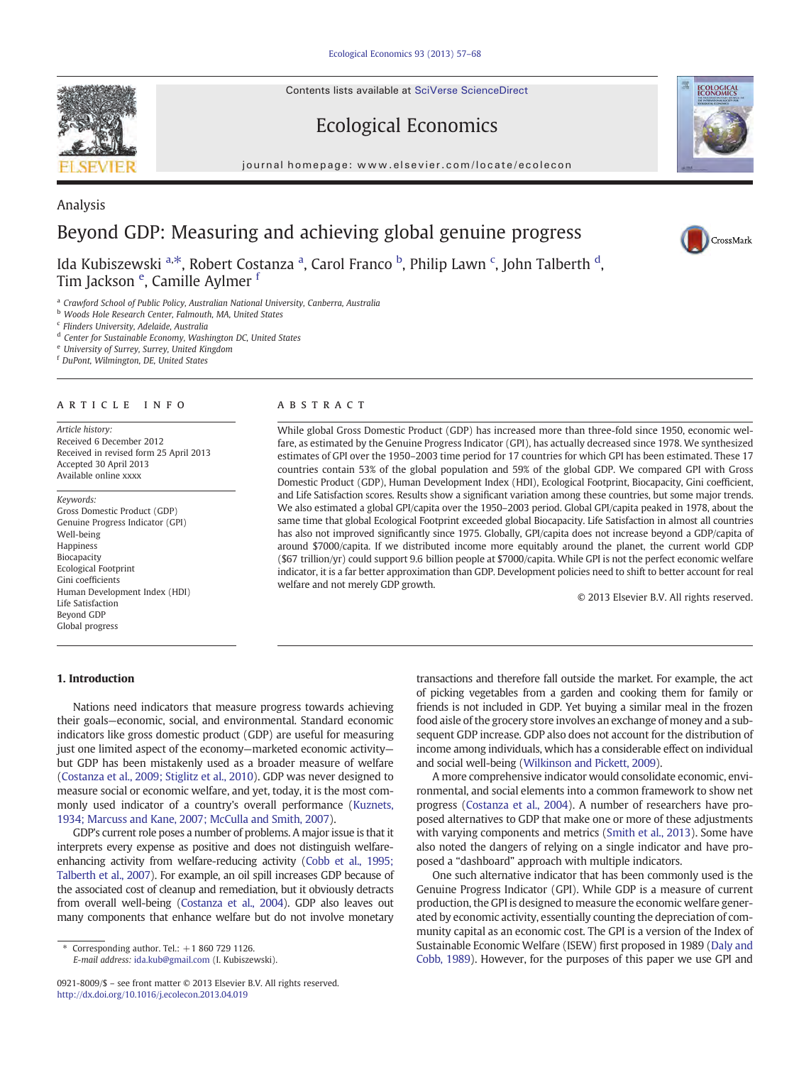Analysis

# Beyond GDP: Measuring and achieving global genuine progress

Ida Kubiszewski [a,*], Robert Costanza [a], Carol Franco [b], Philip Lawn [c], John Talberth [d], Tim Jackson [e], Camille Aylmer [f]

[a] Crawford School of Public Policy, Australian National University, Canberra, Australia
[b] Woods Hole Research Center, Falmouth, MA, United States
[c] Flinders University, Adelaide, Australia
[d] Center for Sustainable Economy, Washington DC, United States
[e] University of Surrey, Surrey, United Kingdom
[f] DuPont, Wilmington, DE, United States

## ARTICLE INFO

*Article history:*
Received 6 December 2012
Received in revised form 25 April 2013
Accepted 30 April 2013
Available online xxxx

*Keywords:*
Gross Domestic Product (GDP)
Genuine Progress Indicator (GPI)
Well-being
Happiness
Biocapacity
Ecological Footprint
Gini coefficients
Human Development Index (HDI)
Life Satisfaction
Beyond GDP
Global progress

## ABSTRACT

While global Gross Domestic Product (GDP) has increased more than three-fold since 1950, economic welfare, as estimated by the Genuine Progress Indicator (GPI), has actually decreased since 1978. We synthesized estimates of GPI over the 1950–2003 time period for 17 countries for which GPI has been estimated. These 17 countries contain 53% of the global population and 59% of the global GDP. We compared GPI with Gross Domestic Product (GDP), Human Development Index (HDI), Ecological Footprint, Biocapacity, Gini coefficient, and Life Satisfaction scores. Results show a significant variation among these countries, but some major trends. We also estimated a global GPI/capita over the 1950–2003 period. Global GPI/capita peaked in 1978, about the same time that global Ecological Footprint exceeded global Biocapacity. Life Satisfaction in almost all countries has also not improved significantly since 1975. Globally, GPI/capita does not increase beyond a GDP/capita of around $7000/capita. If we distributed income more equitably around the planet, the current world GDP ($67 trillion/yr) could support 9.6 billion people at $7000/capita. While GPI is not the perfect economic welfare indicator, it is a far better approximation than GDP. Development policies need to shift to better account for real welfare and not merely GDP growth.

© 2013 Elsevier B.V. All rights reserved.

## 1. Introduction

Nations need indicators that measure progress towards achieving their goals—economic, social, and environmental. Standard economic indicators like gross domestic product (GDP) are useful for measuring just one limited aspect of the economy—marketed economic activity—but GDP has been mistakenly used as a broader measure of welfare (Costanza et al., 2009; Stiglitz et al., 2010). GDP was never designed to measure social or economic welfare, and yet, today, it is the most commonly used indicator of a country's overall performance (Kuznets, 1934; Marcuss and Kane, 2007; McCulla and Smith, 2007).

GDP's current role poses a number of problems. A major issue is that it interprets every expense as positive and does not distinguish welfare-enhancing activity from welfare-reducing activity (Cobb et al., 1995; Talberth et al., 2007). For example, an oil spill increases GDP because of the associated cost of cleanup and remediation, but it obviously detracts from overall well-being (Costanza et al., 2004). GDP also leaves out many components that enhance welfare but do not involve monetary transactions and therefore fall outside the market. For example, the act of picking vegetables from a garden and cooking them for family or friends is not included in GDP. Yet buying a similar meal in the frozen food aisle of the grocery store involves an exchange of money and a subsequent GDP increase. GDP also does not account for the distribution of income among individuals, which has a considerable effect on individual and social well-being (Wilkinson and Pickett, 2009).

A more comprehensive indicator would consolidate economic, environmental, and social elements into a common framework to show net progress (Costanza et al., 2004). A number of researchers have proposed alternatives to GDP that make one or more of these adjustments with varying components and metrics (Smith et al., 2013). Some have also noted the dangers of relying on a single indicator and have proposed a "dashboard" approach with multiple indicators.

One such alternative indicator that has been commonly used is the Genuine Progress Indicator (GPI). While GDP is a measure of current production, the GPI is designed to measure the economic welfare generated by economic activity, essentially counting the depreciation of community capital as an economic cost. The GPI is a version of the Index of Sustainable Economic Welfare (ISEW) first proposed in 1989 (Daly and Cobb, 1989). However, for the purposes of this paper we use GPI and

* Corresponding author. Tel.: +1 860 729 1126.
*E-mail address:* ida.kub@gmail.com (I. Kubiszewski).

0921-8009/$ – see front matter © 2013 Elsevier B.V. All rights reserved.
http://dx.doi.org/10.1016/j.ecolecon.2013.04.019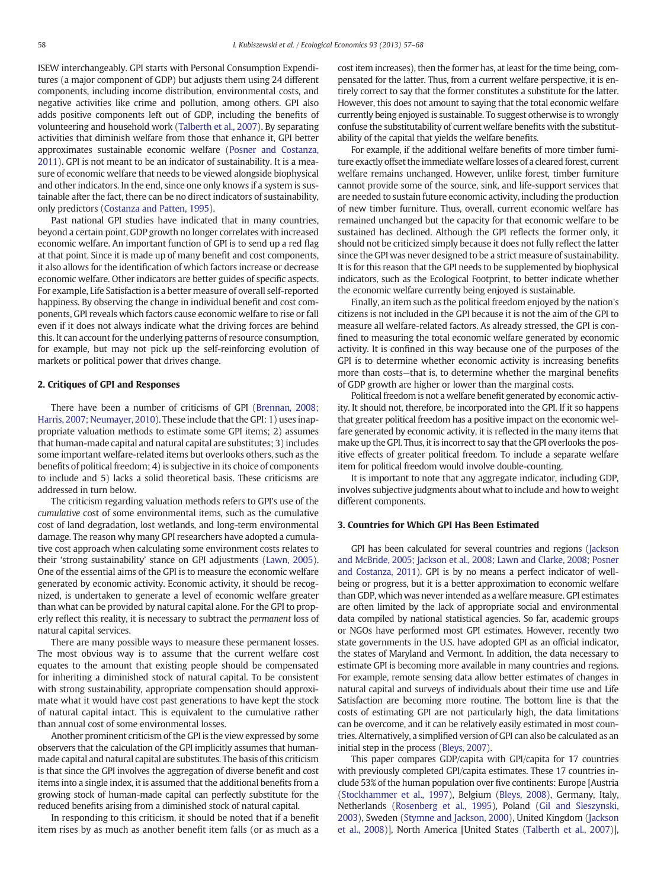ISEW interchangeably. GPI starts with Personal Consumption Expenditures (a major component of GDP) but adjusts them using 24 different components, including income distribution, environmental costs, and negative activities like crime and pollution, among others. GPI also adds positive components left out of GDP, including the benefits of volunteering and household work (Talberth et al., 2007). By separating activities that diminish welfare from those that enhance it, GPI better approximates sustainable economic welfare (Posner and Costanza, 2011). GPI is not meant to be an indicator of sustainability. It is a measure of economic welfare that needs to be viewed alongside biophysical and other indicators. In the end, since one only knows if a system is sustainable after the fact, there can be no direct indicators of sustainability, only predictors (Costanza and Patten, 1995).

Past national GPI studies have indicated that in many countries, beyond a certain point, GDP growth no longer correlates with increased economic welfare. An important function of GPI is to send up a red flag at that point. Since it is made up of many benefit and cost components, it also allows for the identification of which factors increase or decrease economic welfare. Other indicators are better guides of specific aspects. For example, Life Satisfaction is a better measure of overall self-reported happiness. By observing the change in individual benefit and cost components, GPI reveals which factors cause economic welfare to rise or fall even if it does not always indicate what the driving forces are behind this. It can account for the underlying patterns of resource consumption, for example, but may not pick up the self-reinforcing evolution of markets or political power that drives change.

## 2. Critiques of GPI and Responses

There have been a number of criticisms of GPI (Brennan, 2008; Harris, 2007; Neumayer, 2010). These include that the GPI: 1) uses inappropriate valuation methods to estimate some GPI items; 2) assumes that human-made capital and natural capital are substitutes; 3) includes some important welfare-related items but overlooks others, such as the benefits of political freedom; 4) is subjective in its choice of components to include and 5) lacks a solid theoretical basis. These criticisms are addressed in turn below.

The criticism regarding valuation methods refers to GPI's use of the *cumulative* cost of some environmental items, such as the cumulative cost of land degradation, lost wetlands, and long-term environmental damage. The reason why many GPI researchers have adopted a cumulative cost approach when calculating some environment costs relates to their 'strong sustainability' stance on GPI adjustments (Lawn, 2005). One of the essential aims of the GPI is to measure the economic welfare generated by economic activity. Economic activity, it should be recognized, is undertaken to generate a level of economic welfare greater than what can be provided by natural capital alone. For the GPI to properly reflect this reality, it is necessary to subtract the *permanent* loss of natural capital services.

There are many possible ways to measure these permanent losses. The most obvious way is to assume that the current welfare cost equates to the amount that existing people should be compensated for inheriting a diminished stock of natural capital. To be consistent with strong sustainability, appropriate compensation should approximate what it would have cost past generations to have kept the stock of natural capital intact. This is equivalent to the cumulative rather than annual cost of some environmental losses.

Another prominent criticism of the GPI is the view expressed by some observers that the calculation of the GPI implicitly assumes that human-made capital and natural capital are substitutes. The basis of this criticism is that since the GPI involves the aggregation of diverse benefit and cost items into a single index, it is assumed that the additional benefits from a growing stock of human-made capital can perfectly substitute for the reduced benefits arising from a diminished stock of natural capital.

In responding to this criticism, it should be noted that if a benefit item rises by as much as another benefit item falls (or as much as a cost item increases), then the former has, at least for the time being, compensated for the latter. Thus, from a current welfare perspective, it is entirely correct to say that the former constitutes a substitute for the latter. However, this does not amount to saying that the total economic welfare currently being enjoyed is sustainable. To suggest otherwise is to wrongly confuse the substitutability of current welfare benefits with the substitutability of the capital that yields the welfare benefits.

For example, if the additional welfare benefits of more timber furniture exactly offset the immediate welfare losses of a cleared forest, current welfare remains unchanged. However, unlike forest, timber furniture cannot provide some of the source, sink, and life-support services that are needed to sustain future economic activity, including the production of new timber furniture. Thus, overall, current economic welfare has remained unchanged but the capacity for that economic welfare to be sustained has declined. Although the GPI reflects the former only, it should not be criticized simply because it does not fully reflect the latter since the GPI was never designed to be a strict measure of sustainability. It is for this reason that the GPI needs to be supplemented by biophysical indicators, such as the Ecological Footprint, to better indicate whether the economic welfare currently being enjoyed is sustainable.

Finally, an item such as the political freedom enjoyed by the nation's citizens is not included in the GPI because it is not the aim of the GPI to measure all welfare-related factors. As already stressed, the GPI is confined to measuring the total economic welfare generated by economic activity. It is confined in this way because one of the purposes of the GPI is to determine whether economic activity is increasing benefits more than costs—that is, to determine whether the marginal benefits of GDP growth are higher or lower than the marginal costs.

Political freedom is not a welfare benefit generated by economic activity. It should not, therefore, be incorporated into the GPI. If it so happens that greater political freedom has a positive impact on the economic welfare generated by economic activity, it is reflected in the many items that make up the GPI. Thus, it is incorrect to say that the GPI overlooks the positive effects of greater political freedom. To include a separate welfare item for political freedom would involve double-counting.

It is important to note that any aggregate indicator, including GDP, involves subjective judgments about what to include and how to weight different components.

## 3. Countries for Which GPI Has Been Estimated

GPI has been calculated for several countries and regions (Jackson and McBride, 2005; Jackson et al., 2008; Lawn and Clarke, 2008; Posner and Costanza, 2011). GPI is by no means a perfect indicator of well-being or progress, but it is a better approximation to economic welfare than GDP, which was never intended as a welfare measure. GPI estimates are often limited by the lack of appropriate social and environmental data compiled by national statistical agencies. So far, academic groups or NGOs have performed most GPI estimates. However, recently two state governments in the U.S. have adopted GPI as an official indicator, the states of Maryland and Vermont. In addition, the data necessary to estimate GPI is becoming more available in many countries and regions. For example, remote sensing data allow better estimates of changes in natural capital and surveys of individuals about their time use and Life Satisfaction are becoming more routine. The bottom line is that the costs of estimating GPI are not particularly high, the data limitations can be overcome, and it can be relatively easily estimated in most countries. Alternatively, a simplified version of GPI can also be calculated as an initial step in the process (Bleys, 2007).

This paper compares GDP/capita with GPI/capita for 17 countries with previously completed GPI/capita estimates. These 17 countries include 53% of the human population over five continents: Europe [Austria (Stockhammer et al., 1997), Belgium (Bleys, 2008), Germany, Italy, Netherlands (Rosenberg et al., 1995), Poland (Gil and Sleszynski, 2003), Sweden (Stymne and Jackson, 2000), United Kingdom (Jackson et al., 2008)], North America [United States (Talberth et al., 2007)],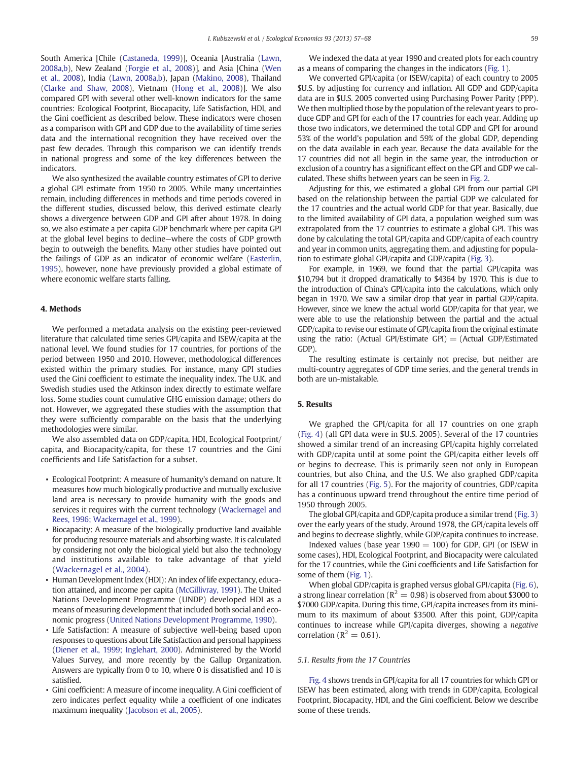South America [Chile (Castaneda, 1999)], Oceania [Australia (Lawn, 2008a,b), New Zealand (Forgie et al., 2008)], and Asia [China (Wen et al., 2008), India (Lawn, 2008a,b), Japan (Makino, 2008), Thailand (Clarke and Shaw, 2008), Vietnam (Hong et al., 2008)]. We also compared GPI with several other well-known indicators for the same countries: Ecological Footprint, Biocapacity, Life Satisfaction, HDI, and the Gini coefficient as described below. These indicators were chosen as a comparison with GPI and GDP due to the availability of time series data and the international recognition they have received over the past few decades. Through this comparison we can identify trends in national progress and some of the key differences between the indicators.

We also synthesized the available country estimates of GPI to derive a global GPI estimate from 1950 to 2005. While many uncertainties remain, including differences in methods and time periods covered in the different studies, discussed below, this derived estimate clearly shows a divergence between GDP and GPI after about 1978. In doing so, we also estimate a per capita GDP benchmark where per capita GPI at the global level begins to decline—where the costs of GDP growth begin to outweigh the benefits. Many other studies have pointed out the failings of GDP as an indicator of economic welfare (Easterlin, 1995), however, none have previously provided a global estimate of where economic welfare starts falling.

## 4. Methods

We performed a metadata analysis on the existing peer-reviewed literature that calculated time series GPI/capita and ISEW/capita at the national level. We found studies for 17 countries, for portions of the period between 1950 and 2010. However, methodological differences existed within the primary studies. For instance, many GPI studies used the Gini coefficient to estimate the inequality index. The U.K. and Swedish studies used the Atkinson index directly to estimate welfare loss. Some studies count cumulative GHG emission damage; others do not. However, we aggregated these studies with the assumption that they were sufficiently comparable on the basis that the underlying methodologies were similar.

We also assembled data on GDP/capita, HDI, Ecological Footprint/capita, and Biocapacity/capita, for these 17 countries and the Gini coefficients and Life Satisfaction for a subset.

- Ecological Footprint: A measure of humanity's demand on nature. It measures how much biologically productive and mutually exclusive land area is necessary to provide humanity with the goods and services it requires with the current technology (Wackernagel and Rees, 1996; Wackernagel et al., 1999).
- Biocapacity: A measure of the biologically productive land available for producing resource materials and absorbing waste. It is calculated by considering not only the biological yield but also the technology and institutions available to take advantage of that yield (Wackernagel et al., 2004).
- Human Development Index (HDI): An index of life expectancy, education attained, and income per capita (McGillivray, 1991). The United Nations Development Programme (UNDP) developed HDI as a means of measuring development that included both social and economic progress (United Nations Development Programme, 1990).
- Life Satisfaction: A measure of subjective well-being based upon responses to questions about Life Satisfaction and personal happiness (Diener et al., 1999; Inglehart, 2000). Administered by the World Values Survey, and more recently by the Gallup Organization. Answers are typically from 0 to 10, where 0 is dissatisfied and 10 is satisfied.
- Gini coefficient: A measure of income inequality. A Gini coefficient of zero indicates perfect equality while a coefficient of one indicates maximum inequality (Jacobson et al., 2005).

We indexed the data at year 1990 and created plots for each country as a means of comparing the changes in the indicators (Fig. 1).

We converted GPI/capita (or ISEW/capita) of each country to 2005 $U.S. by adjusting for currency and inflation. All GDP and GDP/capita data are in $U.S. 2005 converted using Purchasing Power Parity (PPP). We then multiplied those by the population of the relevant years to produce GDP and GPI for each of the 17 countries for each year. Adding up those two indicators, we determined the total GDP and GPI for around 53% of the world's population and 59% of the global GDP, depending on the data available in each year. Because the data available for the 17 countries did not all begin in the same year, the introduction or exclusion of a country has a significant effect on the GPI and GDP we calculated. These shifts between years can be seen in Fig. 2.

Adjusting for this, we estimated a global GPI from our partial GPI based on the relationship between the partial GDP we calculated for the 17 countries and the actual world GDP for that year. Basically, due to the limited availability of GPI data, a population weighed sum was extrapolated from the 17 countries to estimate a global GPI. This was done by calculating the total GPI/capita and GDP/capita of each country and year in common units, aggregating them, and adjusting for population to estimate global GPI/capita and GDP/capita (Fig. 3).

For example, in 1969, we found that the partial GPI/capita was $10,794 but it dropped dramatically to $4364 by 1970. This is due to the introduction of China's GPI/capita into the calculations, which only began in 1970. We saw a similar drop that year in partial GDP/capita. However, since we knew the actual world GDP/capita for that year, we were able to use the relationship between the partial and the actual GDP/capita to revise our estimate of GPI/capita from the original estimate using the ratio: (Actual GPI/Estimate GPI) = (Actual GDP/Estimated GDP).

The resulting estimate is certainly not precise, but neither are multi-country aggregates of GDP time series, and the general trends in both are un-mistakable.

## 5. Results

We graphed the GPI/capita for all 17 countries on one graph (Fig. 4) (all GPI data were in $U.S. 2005). Several of the 17 countries showed a similar trend of an increasing GPI/capita highly correlated with GDP/capita until at some point the GPI/capita either levels off or begins to decrease. This is primarily seen not only in European countries, but also China, and the U.S. We also graphed GDP/capita for all 17 countries (Fig. 5). For the majority of countries, GDP/capita has a continuous upward trend throughout the entire time period of 1950 through 2005.

The global GPI/capita and GDP/capita produce a similar trend (Fig. 3) over the early years of the study. Around 1978, the GPI/capita levels off and begins to decrease slightly, while GDP/capita continues to increase.

Indexed values (base year 1990 = 100) for GDP, GPI (or ISEW in some cases), HDI, Ecological Footprint, and Biocapacity were calculated for the 17 countries, while the Gini coefficients and Life Satisfaction for some of them (Fig. 1).

When global GDP/capita is graphed versus global GPI/capita (Fig. 6), a strong linear correlation ($R^2 = 0.98$) is observed from about $3000 to $7000 GDP/capita. During this time, GPI/capita increases from its minimum to its maximum of about $3500. After this point, GDP/capita continues to increase while GPI/capita diverges, showing a *negative* correlation ($R^2 = 0.61$).

### 5.1. Results from the 17 Countries

Fig. 4 shows trends in GPI/capita for all 17 countries for which GPI or ISEW has been estimated, along with trends in GDP/capita, Ecological Footprint, Biocapacity, HDI, and the Gini coefficient. Below we describe some of these trends.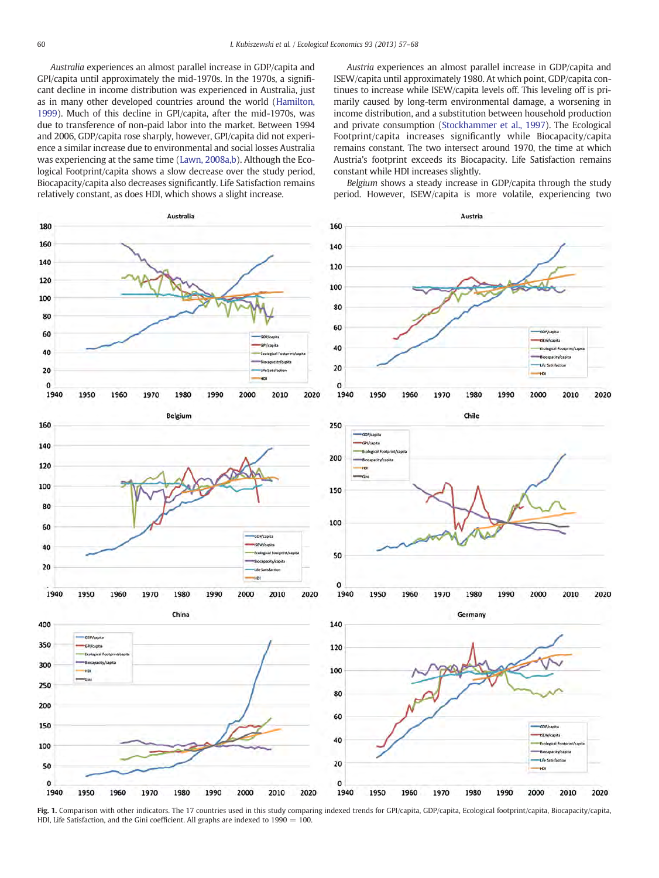*Australia* experiences an almost parallel increase in GDP/capita and GPI/capita until approximately the mid-1970s. In the 1970s, a significant decline in income distribution was experienced in Australia, just as in many other developed countries around the world (Hamilton, 1999). Much of this decline in GPI/capita, after the mid-1970s, was due to transference of non-paid labor into the market. Between 1994 and 2006, GDP/capita rose sharply, however, GPI/capita did not experience a similar increase due to environmental and social losses Australia was experiencing at the same time (Lawn, 2008a,b). Although the Ecological Footprint/capita shows a slow decrease over the study period, Biocapacity/capita also decreases significantly. Life Satisfaction remains relatively constant, as does HDI, which shows a slight increase.

*Austria* experiences an almost parallel increase in GDP/capita and ISEW/capita until approximately 1980. At which point, GDP/capita continues to increase while ISEW/capita levels off. This leveling off is primarily caused by long-term environmental damage, a worsening in income distribution, and a substitution between household production and private consumption (Stockhammer et al., 1997). The Ecological Footprint/capita increases significantly while Biocapacity/capita remains constant. The two intersect around 1970, the time at which Austria's footprint exceeds its Biocapacity. Life Satisfaction remains constant while HDI increases slightly.

*Belgium* shows a steady increase in GDP/capita through the study period. However, ISEW/capita is more volatile, experiencing two

**Fig. 1.** Comparison with other indicators. The 17 countries used in this study comparing indexed trends for GPI/capita, GDP/capita, Ecological footprint/capita, Biocapacity/capita, HDI, Life Satisfaction, and the Gini coefficient. All graphs are indexed to 1990 = 100.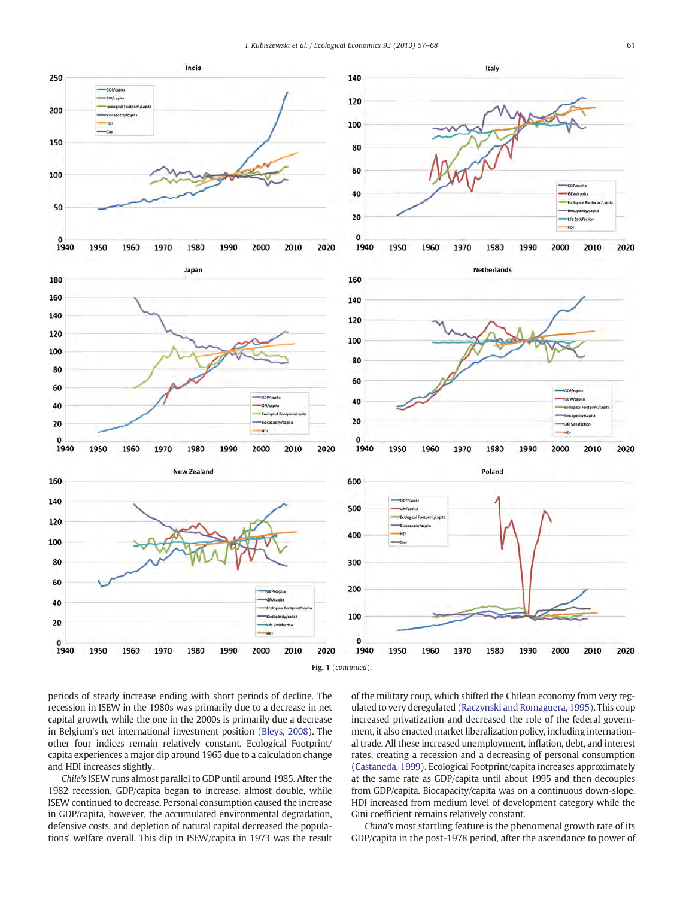Fig. 1 (*continued*).

periods of steady increase ending with short periods of decline. The recession in ISEW in the 1980s was primarily due to a decrease in net capital growth, while the one in the 2000s is primarily due a decrease in Belgium's net international investment position (Bleys, 2008). The other four indices remain relatively constant. Ecological Footprint/capita experiences a major dip around 1965 due to a calculation change and HDI increases slightly.

*Chile's* ISEW runs almost parallel to GDP until around 1985. After the 1982 recession, GDP/capita began to increase, almost double, while ISEW continued to decrease. Personal consumption caused the increase in GDP/capita, however, the accumulated environmental degradation, defensive costs, and depletion of natural capital decreased the populations' welfare overall. This dip in ISEW/capita in 1973 was the result of the military coup, which shifted the Chilean economy from very regulated to very deregulated (Raczynski and Romaguera, 1995). This coup increased privatization and decreased the role of the federal government, it also enacted market liberalization policy, including international trade. All these increased unemployment, inflation, debt, and interest rates, creating a recession and a decreasing of personal consumption (Castaneda, 1999). Ecological Footprint/capita increases approximately at the same rate as GDP/capita until about 1995 and then decouples from GDP/capita. Biocapacity/capita was on a continuous down-slope. HDI increased from medium level of development category while the Gini coefficient remains relatively constant.

*China's* most startling feature is the phenomenal growth rate of its GDP/capita in the post-1978 period, after the ascendance to power of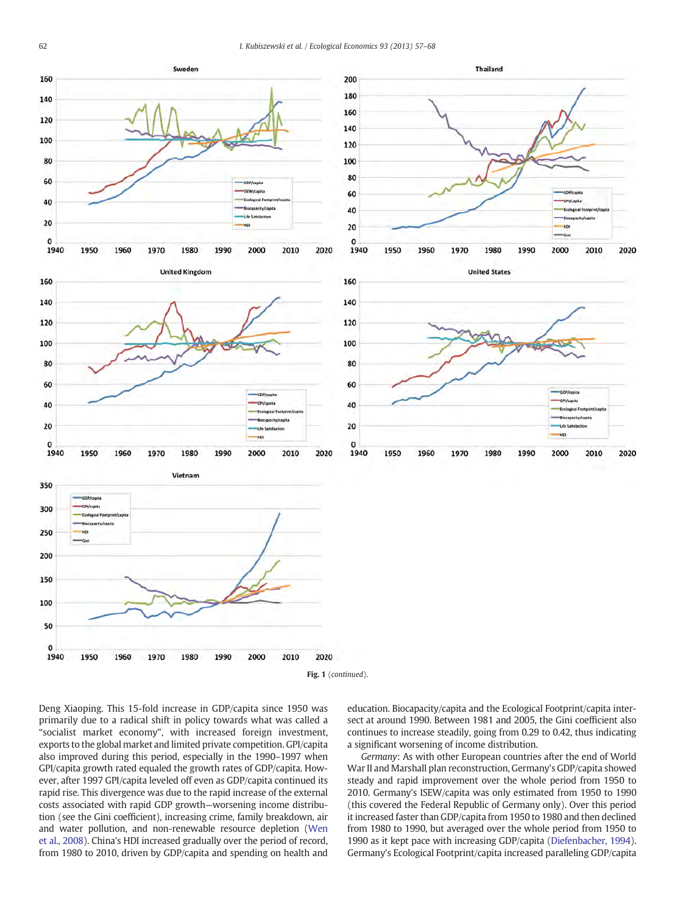Fig. 1 (continued).

Deng Xiaoping. This 15-fold increase in GDP/capita since 1950 was primarily due to a radical shift in policy towards what was called a "socialist market economy", with increased foreign investment, exports to the global market and limited private competition. GPI/capita also improved during this period, especially in the 1990–1997 when GPI/capita growth rated equaled the growth rates of GDP/capita. However, after 1997 GPI/capita leveled off even as GDP/capita continued its rapid rise. This divergence was due to the rapid increase of the external costs associated with rapid GDP growth—worsening income distribution (see the Gini coefficient), increasing crime, family breakdown, air and water pollution, and non-renewable resource depletion (Wen et al., 2008). China's HDI increased gradually over the period of record, from 1980 to 2010, driven by GDP/capita and spending on health and education. Biocapacity/capita and the Ecological Footprint/capita intersect at around 1990. Between 1981 and 2005, the Gini coefficient also continues to increase steadily, going from 0.29 to 0.42, thus indicating a significant worsening of income distribution.

*Germany*: As with other European countries after the end of World War II and Marshall plan reconstruction, Germany's GDP/capita showed steady and rapid improvement over the whole period from 1950 to 2010. Germany's ISEW/capita was only estimated from 1950 to 1990 (this covered the Federal Republic of Germany only). Over this period it increased faster than GDP/capita from 1950 to 1980 and then declined from 1980 to 1990, but averaged over the whole period from 1950 to 1990 as it kept pace with increasing GDP/capita (Diefenbacher, 1994). Germany's Ecological Footprint/capita increased paralleling GDP/capita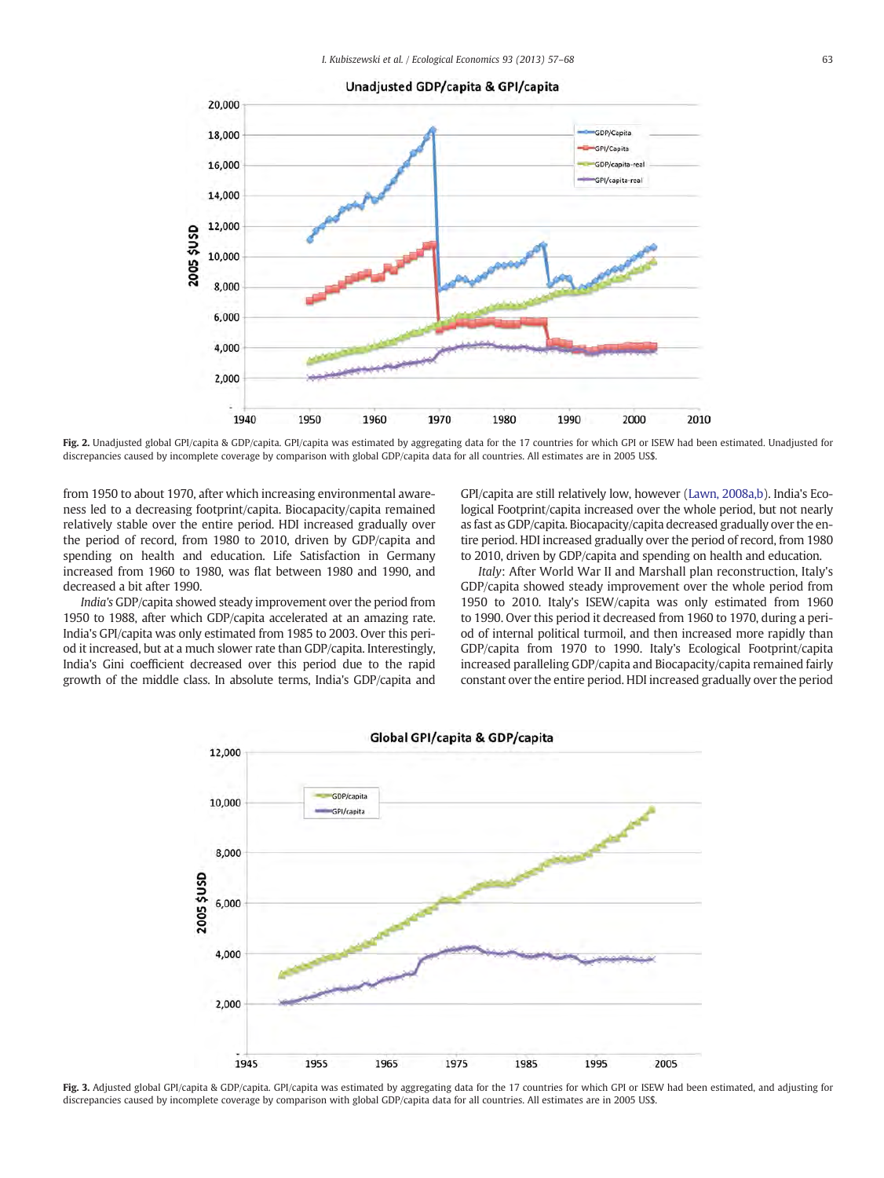Fig. 2. Unadjusted global GPI/capita & GDP/capita. GPI/capita was estimated by aggregating data for the 17 countries for which GPI or ISEW had been estimated. Unadjusted for discrepancies caused by incomplete coverage by comparison with global GDP/capita data for all countries. All estimates are in 2005 US$.

from 1950 to about 1970, after which increasing environmental awareness led to a decreasing footprint/capita. Biocapacity/capita remained relatively stable over the entire period. HDI increased gradually over the period of record, from 1980 to 2010, driven by GDP/capita and spending on health and education. Life Satisfaction in Germany increased from 1960 to 1980, was flat between 1980 and 1990, and decreased a bit after 1990.

*India's* GDP/capita showed steady improvement over the period from 1950 to 1988, after which GDP/capita accelerated at an amazing rate. India's GPI/capita was only estimated from 1985 to 2003. Over this period it increased, but at a much slower rate than GDP/capita. Interestingly, India's Gini coefficient decreased over this period due to the rapid growth of the middle class. In absolute terms, India's GDP/capita and GPI/capita are still relatively low, however (Lawn, 2008a,b). India's Ecological Footprint/capita increased over the whole period, but not nearly as fast as GDP/capita. Biocapacity/capita decreased gradually over the entire period. HDI increased gradually over the period of record, from 1980 to 2010, driven by GDP/capita and spending on health and education.

*Italy*: After World War II and Marshall plan reconstruction, Italy's GDP/capita showed steady improvement over the whole period from 1950 to 2010. Italy's ISEW/capita was only estimated from 1960 to 1990. Over this period it decreased from 1960 to 1970, during a period of internal political turmoil, and then increased more rapidly than GDP/capita from 1970 to 1990. Italy's Ecological Footprint/capita increased paralleling GDP/capita and Biocapacity/capita remained fairly constant over the entire period. HDI increased gradually over the period

Fig. 3. Adjusted global GPI/capita & GDP/capita. GPI/capita was estimated by aggregating data for the 17 countries for which GPI or ISEW had been estimated, and adjusting for discrepancies caused by incomplete coverage by comparison with global GDP/capita data for all countries. All estimates are in 2005 US$.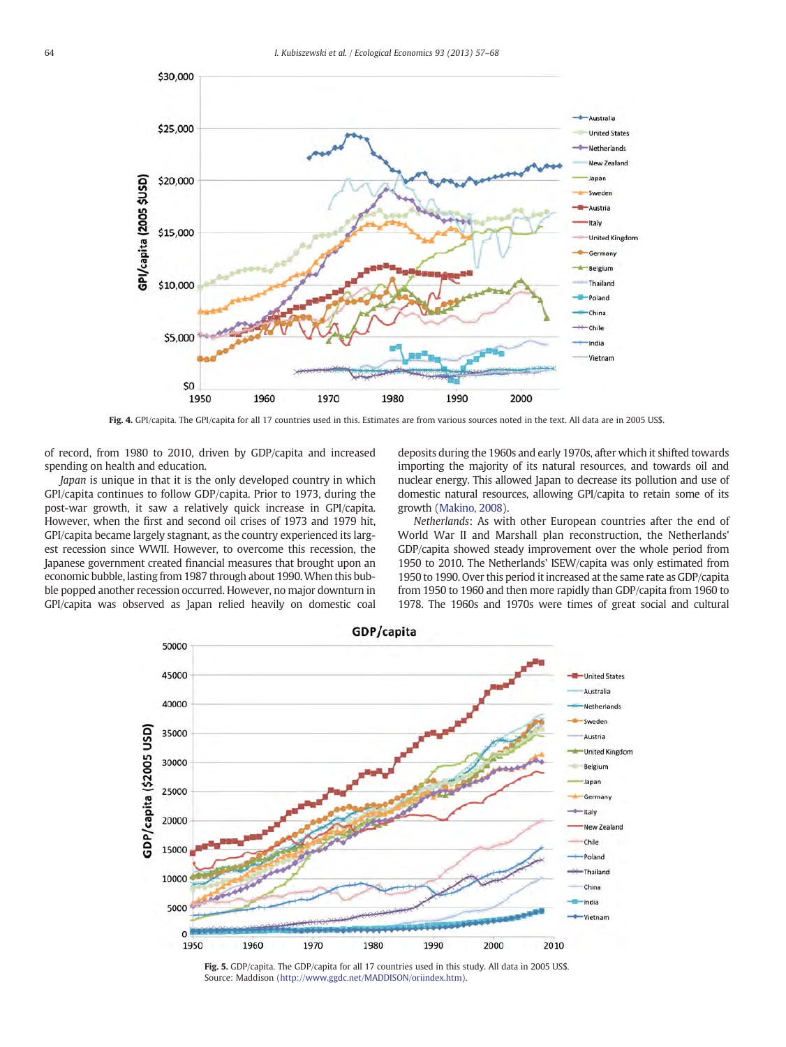Fig. 4. GPI/capita. The GPI/capita for all 17 countries used in this. Estimates are from various sources noted in the text. All data are in 2005 US$.

of record, from 1980 to 2010, driven by GDP/capita and increased spending on health and education.

*Japan* is unique in that it is the only developed country in which GPI/capita continues to follow GDP/capita. Prior to 1973, during the post-war growth, it saw a relatively quick increase in GPI/capita. However, when the first and second oil crises of 1973 and 1979 hit, GPI/capita became largely stagnant, as the country experienced its largest recession since WWII. However, to overcome this recession, the Japanese government created financial measures that brought upon an economic bubble, lasting from 1987 through about 1990. When this bubble popped another recession occurred. However, no major downturn in GPI/capita was observed as Japan relied heavily on domestic coal deposits during the 1960s and early 1970s, after which it shifted towards importing the majority of its natural resources, and towards oil and nuclear energy. This allowed Japan to decrease its pollution and use of domestic natural resources, allowing GPI/capita to retain some of its growth (Makino, 2008).

*Netherlands*: As with other European countries after the end of World War II and Marshall plan reconstruction, the Netherlands' GDP/capita showed steady improvement over the whole period from 1950 to 2010. The Netherlands' ISEW/capita was only estimated from 1950 to 1990. Over this period it increased at the same rate as GDP/capita from 1950 to 1960 and then more rapidly than GDP/capita from 1960 to 1978. The 1960s and 1970s were times of great social and cultural

Fig. 5. GDP/capita. The GDP/capita for all 17 countries used in this study. All data in 2005 US$. Source: Maddison (http://www.ggdc.net/MADDISON/oriindex.htm).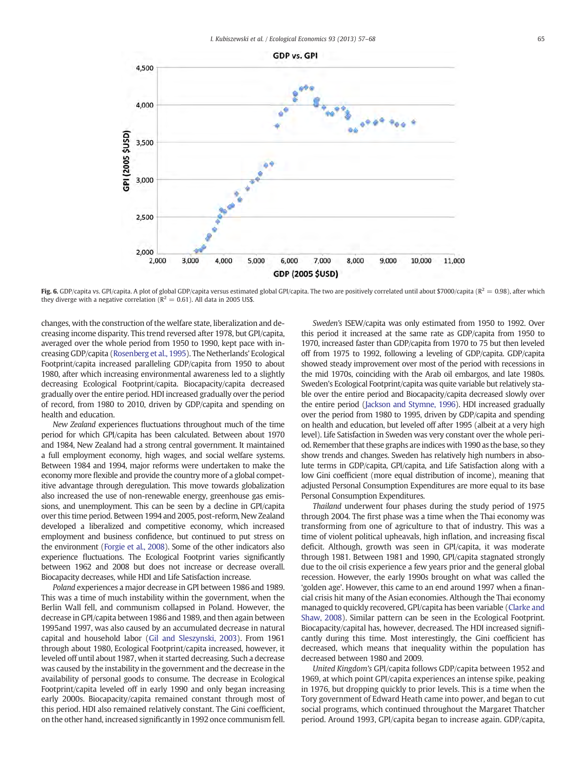**Fig. 6.** GDP/capita vs. GPI/capita. A plot of global GDP/capita versus estimated global GPI/capita. The two are positively correlated until about $7000/capita ($R^2 = 0.98$), after which they diverge with a negative correlation ($R^2 = 0.61$). All data in 2005 US$.

changes, with the construction of the welfare state, liberalization and decreasing income disparity. This trend reversed after 1978, but GPI/capita, averaged over the whole period from 1950 to 1990, kept pace with increasing GDP/capita (Rosenberg et al., 1995). The Netherlands' Ecological Footprint/capita increased paralleling GDP/capita from 1950 to about 1980, after which increasing environmental awareness led to a slightly decreasing Ecological Footprint/capita. Biocapacity/capita decreased gradually over the entire period. HDI increased gradually over the period of record, from 1980 to 2010, driven by GDP/capita and spending on health and education.

*New Zealand* experiences fluctuations throughout much of the time period for which GPI/capita has been calculated. Between about 1970 and 1984, New Zealand had a strong central government. It maintained a full employment economy, high wages, and social welfare systems. Between 1984 and 1994, major reforms were undertaken to make the economy more flexible and provide the country more of a global competitive advantage through deregulation. This move towards globalization also increased the use of non-renewable energy, greenhouse gas emissions, and unemployment. This can be seen by a decline in GPI/capita over this time period. Between 1994 and 2005, post-reform, New Zealand developed a liberalized and competitive economy, which increased employment and business confidence, but continued to put stress on the environment (Forgie et al., 2008). Some of the other indicators also experience fluctuations. The Ecological Footprint varies significantly between 1962 and 2008 but does not increase or decrease overall. Biocapacity decreases, while HDI and Life Satisfaction increase.

*Poland* experiences a major decrease in GPI between 1986 and 1989. This was a time of much instability within the government, when the Berlin Wall fell, and communism collapsed in Poland. However, the decrease in GPI/capita between 1986 and 1989, and then again between 1995and 1997, was also caused by an accumulated decrease in natural capital and household labor (Gil and Sleszynski, 2003). From 1961 through about 1980, Ecological Footprint/capita increased, however, it leveled off until about 1987, when it started decreasing. Such a decrease was caused by the instability in the government and the decrease in the availability of personal goods to consume. The decrease in Ecological Footprint/capita leveled off in early 1990 and only began increasing early 2000s. Biocapacity/capita remained constant through most of this period. HDI also remained relatively constant. The Gini coefficient, on the other hand, increased significantly in 1992 once communism fell.

*Sweden's* ISEW/capita was only estimated from 1950 to 1992. Over this period it increased at the same rate as GDP/capita from 1950 to 1970, increased faster than GDP/capita from 1970 to 75 but then leveled off from 1975 to 1992, following a leveling of GDP/capita. GDP/capita showed steady improvement over most of the period with recessions in the mid 1970s, coinciding with the Arab oil embargos, and late 1980s. Sweden's Ecological Footprint/capita was quite variable but relatively stable over the entire period and Biocapacity/capita decreased slowly over the entire period (Jackson and Stymne, 1996). HDI increased gradually over the period from 1980 to 1995, driven by GDP/capita and spending on health and education, but leveled off after 1995 (albeit at a very high level). Life Satisfaction in Sweden was very constant over the whole period. Remember that these graphs are indices with 1990 as the base, so they show trends and changes. Sweden has relatively high numbers in absolute terms in GDP/capita, GPI/capita, and Life Satisfaction along with a low Gini coefficient (more equal distribution of income), meaning that adjusted Personal Consumption Expenditures are more equal to its base Personal Consumption Expenditures.

*Thailand* underwent four phases during the study period of 1975 through 2004. The first phase was a time when the Thai economy was transforming from one of agriculture to that of industry. This was a time of violent political upheavals, high inflation, and increasing fiscal deficit. Although, growth was seen in GPI/capita, it was moderate through 1981. Between 1981 and 1990, GPI/capita stagnated strongly due to the oil crisis experience a few years prior and the general global recession. However, the early 1990s brought on what was called the 'golden age'. However, this came to an end around 1997 when a financial crisis hit many of the Asian economies. Although the Thai economy managed to quickly recovered, GPI/capita has been variable (Clarke and Shaw, 2008). Similar pattern can be seen in the Ecological Footprint. Biocapacity/capital has, however, decreased. The HDI increased significantly during this time. Most interestingly, the Gini coefficient has decreased, which means that inequality within the population has decreased between 1980 and 2009.

*United Kingdom's* GPI/capita follows GDP/capita between 1952 and 1969, at which point GPI/capita experiences an intense spike, peaking in 1976, but dropping quickly to prior levels. This is a time when the Tory government of Edward Heath came into power, and began to cut social programs, which continued throughout the Margaret Thatcher period. Around 1993, GPI/capita began to increase again. GDP/capita,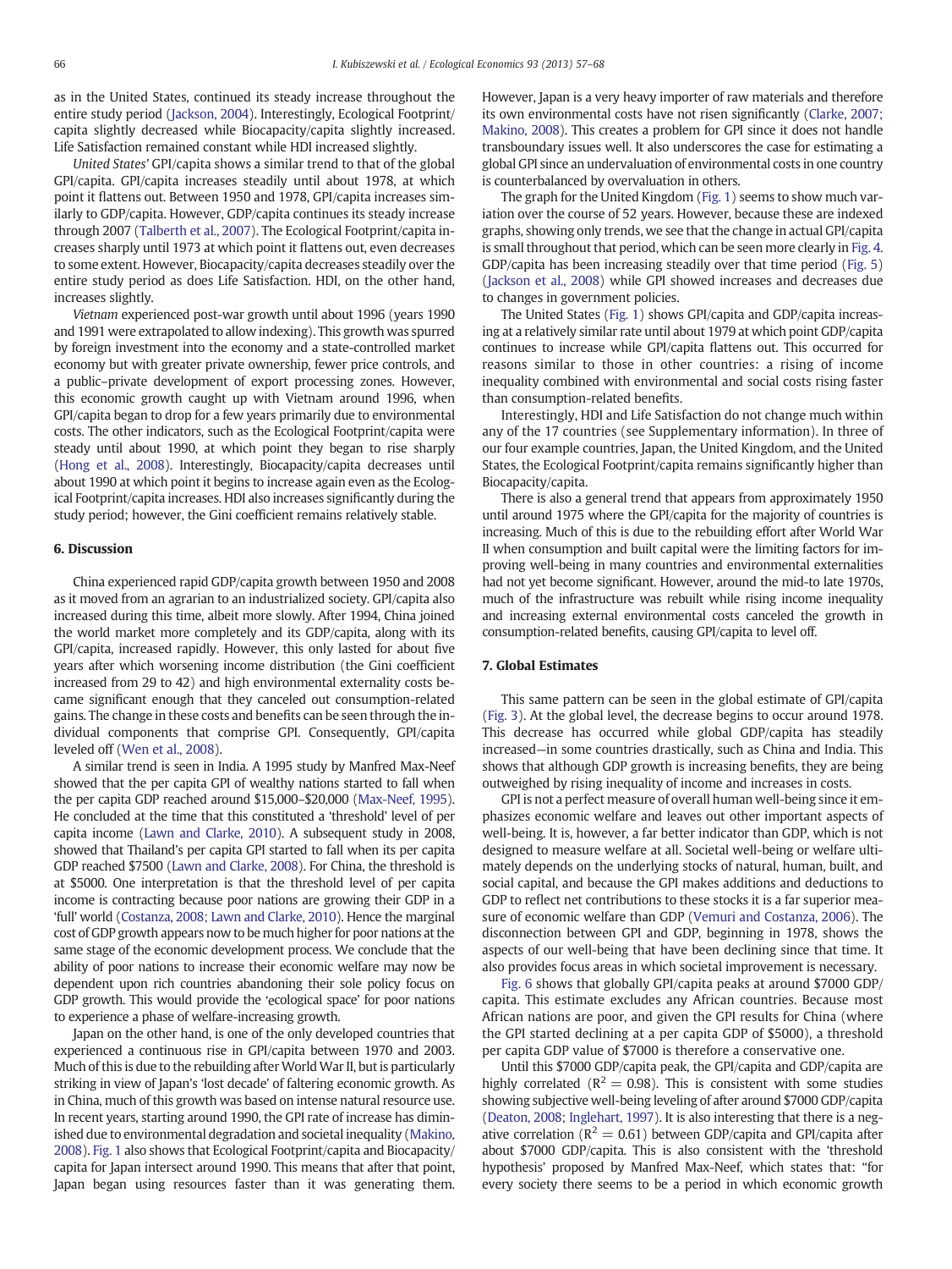as in the United States, continued its steady increase throughout the entire study period (Jackson, 2004). Interestingly, Ecological Footprint/capita slightly decreased while Biocapacity/capita slightly increased. Life Satisfaction remained constant while HDI increased slightly.

*United States'* GPI/capita shows a similar trend to that of the global GPI/capita. GPI/capita increases steadily until about 1978, at which point it flattens out. Between 1950 and 1978, GPI/capita increases similarly to GDP/capita. However, GDP/capita continues its steady increase through 2007 (Talberth et al., 2007). The Ecological Footprint/capita increases sharply until 1973 at which point it flattens out, even decreases to some extent. However, Biocapacity/capita decreases steadily over the entire study period as does Life Satisfaction. HDI, on the other hand, increases slightly.

*Vietnam* experienced post-war growth until about 1996 (years 1990 and 1991 were extrapolated to allow indexing). This growth was spurred by foreign investment into the economy and a state-controlled market economy but with greater private ownership, fewer price controls, and a public–private development of export processing zones. However, this economic growth caught up with Vietnam around 1996, when GPI/capita began to drop for a few years primarily due to environmental costs. The other indicators, such as the Ecological Footprint/capita were steady until about 1990, at which point they began to rise sharply (Hong et al., 2008). Interestingly, Biocapacity/capita decreases until about 1990 at which point it begins to increase again even as the Ecological Footprint/capita increases. HDI also increases significantly during the study period; however, the Gini coefficient remains relatively stable.

## 6. Discussion

China experienced rapid GDP/capita growth between 1950 and 2008 as it moved from an agrarian to an industrialized society. GPI/capita also increased during this time, albeit more slowly. After 1994, China joined the world market more completely and its GDP/capita, along with its GPI/capita, increased rapidly. However, this only lasted for about five years after which worsening income distribution (the Gini coefficient increased from 29 to 42) and high environmental externality costs became significant enough that they canceled out consumption-related gains. The change in these costs and benefits can be seen through the individual components that comprise GPI. Consequently, GPI/capita leveled off (Wen et al., 2008).

A similar trend is seen in India. A 1995 study by Manfred Max-Neef showed that the per capita GPI of wealthy nations started to fall when the per capita GDP reached around $15,000–$20,000 (Max-Neef, 1995). He concluded at the time that this constituted a 'threshold' level of per capita income (Lawn and Clarke, 2010). A subsequent study in 2008, showed that Thailand's per capita GPI started to fall when its per capita GDP reached $7500 (Lawn and Clarke, 2008). For China, the threshold is at $5000. One interpretation is that the threshold level of per capita income is contracting because poor nations are growing their GDP in a 'full' world (Costanza, 2008; Lawn and Clarke, 2010). Hence the marginal cost of GDP growth appears now to be much higher for poor nations at the same stage of the economic development process. We conclude that the ability of poor nations to increase their economic welfare may now be dependent upon rich countries abandoning their sole policy focus on GDP growth. This would provide the 'ecological space' for poor nations to experience a phase of welfare-increasing growth.

Japan on the other hand, is one of the only developed countries that experienced a continuous rise in GPI/capita between 1970 and 2003. Much of this is due to the rebuilding after World War II, but is particularly striking in view of Japan's 'lost decade' of faltering economic growth. As in China, much of this growth was based on intense natural resource use. In recent years, starting around 1990, the GPI rate of increase has diminished due to environmental degradation and societal inequality (Makino, 2008). Fig. 1 also shows that Ecological Footprint/capita and Biocapacity/capita for Japan intersect around 1990. This means that after that point, Japan began using resources faster than it was generating them. However, Japan is a very heavy importer of raw materials and therefore its own environmental costs have not risen significantly (Clarke, 2007; Makino, 2008). This creates a problem for GPI since it does not handle transboundary issues well. It also underscores the case for estimating a global GPI since an undervaluation of environmental costs in one country is counterbalanced by overvaluation in others.

The graph for the United Kingdom (Fig. 1) seems to show much variation over the course of 52 years. However, because these are indexed graphs, showing only trends, we see that the change in actual GPI/capita is small throughout that period, which can be seen more clearly in Fig. 4. GDP/capita has been increasing steadily over that time period (Fig. 5) (Jackson et al., 2008) while GPI showed increases and decreases due to changes in government policies.

The United States (Fig. 1) shows GPI/capita and GDP/capita increasing at a relatively similar rate until about 1979 at which point GDP/capita continues to increase while GPI/capita flattens out. This occurred for reasons similar to those in other countries: a rising of income inequality combined with environmental and social costs rising faster than consumption-related benefits.

Interestingly, HDI and Life Satisfaction do not change much within any of the 17 countries (see Supplementary information). In three of our four example countries, Japan, the United Kingdom, and the United States, the Ecological Footprint/capita remains significantly higher than Biocapacity/capita.

There is also a general trend that appears from approximately 1950 until around 1975 where the GPI/capita for the majority of countries is increasing. Much of this is due to the rebuilding effort after World War II when consumption and built capital were the limiting factors for improving well-being in many countries and environmental externalities had not yet become significant. However, around the mid-to late 1970s, much of the infrastructure was rebuilt while rising income inequality and increasing external environmental costs canceled the growth in consumption-related benefits, causing GPI/capita to level off.

## 7. Global Estimates

This same pattern can be seen in the global estimate of GPI/capita (Fig. 3). At the global level, the decrease begins to occur around 1978. This decrease has occurred while global GDP/capita has steadily increased—in some countries drastically, such as China and India. This shows that although GDP growth is increasing benefits, they are being outweighed by rising inequality of income and increases in costs.

GPI is not a perfect measure of overall human well-being since it emphasizes economic welfare and leaves out other important aspects of well-being. It is, however, a far better indicator than GDP, which is not designed to measure welfare at all. Societal well-being or welfare ultimately depends on the underlying stocks of natural, human, built, and social capital, and because the GPI makes additions and deductions to GDP to reflect net contributions to these stocks it is a far superior measure of economic welfare than GDP (Vemuri and Costanza, 2006). The disconnection between GPI and GDP, beginning in 1978, shows the aspects of our well-being that have been declining since that time. It also provides focus areas in which societal improvement is necessary.

Fig. 6 shows that globally GPI/capita peaks at around $7000 GDP/capita. This estimate excludes any African countries. Because most African nations are poor, and given the GPI results for China (where the GPI started declining at a per capita GDP of $5000), a threshold per capita GDP value of $7000 is therefore a conservative one.

Until this $7000 GDP/capita peak, the GPI/capita and GDP/capita are highly correlated ($R^2 = 0.98$). This is consistent with some studies showing subjective well-being leveling of after around $7000 GDP/capita (Deaton, 2008; Inglehart, 1997). It is also interesting that there is a negative correlation ($R^2 = 0.61$) between GDP/capita and GPI/capita after about $7000 GDP/capita. This is also consistent with the 'threshold hypothesis' proposed by Manfred Max-Neef, which states that: "for every society there seems to be a period in which economic growth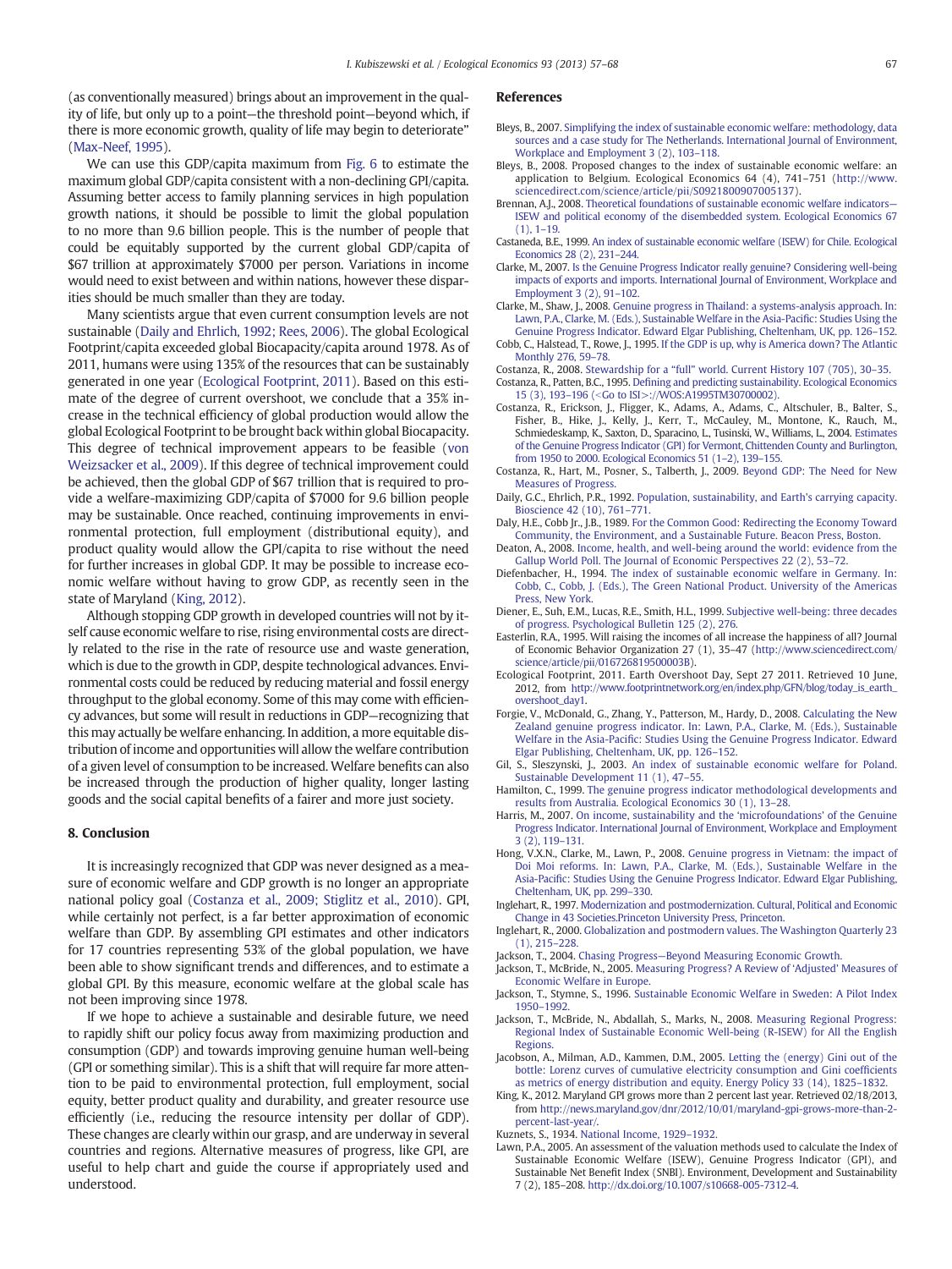(as conventionally measured) brings about an improvement in the quality of life, but only up to a point—the threshold point—beyond which, if there is more economic growth, quality of life may begin to deteriorate" (Max-Neef, 1995).

We can use this GDP/capita maximum from Fig. 6 to estimate the maximum global GDP/capita consistent with a non-declining GPI/capita. Assuming better access to family planning services in high population growth nations, it should be possible to limit the global population to no more than 9.6 billion people. This is the number of people that could be equitably supported by the current global GDP/capita of $67 trillion at approximately $7000 per person. Variations in income would need to exist between and within nations, however these disparities should be much smaller than they are today.

Many scientists argue that even current consumption levels are not sustainable (Daily and Ehrlich, 1992; Rees, 2006). The global Ecological Footprint/capita exceeded global Biocapacity/capita around 1978. As of 2011, humans were using 135% of the resources that can be sustainably generated in one year (Ecological Footprint, 2011). Based on this estimate of the degree of current overshoot, we conclude that a 35% increase in the technical efficiency of global production would allow the global Ecological Footprint to be brought back within global Biocapacity. This degree of technical improvement appears to be feasible (von Weizsacker et al., 2009). If this degree of technical improvement could be achieved, then the global GDP of $67 trillion that is required to provide a welfare-maximizing GDP/capita of $7000 for 9.6 billion people may be sustainable. Once reached, continuing improvements in environmental protection, full employment (distributional equity), and product quality would allow the GPI/capita to rise without the need for further increases in global GDP. It may be possible to increase economic welfare without having to grow GDP, as recently seen in the state of Maryland (King, 2012).

Although stopping GDP growth in developed countries will not by itself cause economic welfare to rise, rising environmental costs are directly related to the rise in the rate of resource use and waste generation, which is due to the growth in GDP, despite technological advances. Environmental costs could be reduced by reducing material and fossil energy throughput to the global economy. Some of this may come with efficiency advances, but some will result in reductions in GDP—recognizing that this may actually be welfare enhancing. In addition, a more equitable distribution of income and opportunities will allow the welfare contribution of a given level of consumption to be increased. Welfare benefits can also be increased through the production of higher quality, longer lasting goods and the social capital benefits of a fairer and more just society.

## 8. Conclusion

It is increasingly recognized that GDP was never designed as a measure of economic welfare and GDP growth is no longer an appropriate national policy goal (Costanza et al., 2009; Stiglitz et al., 2010). GPI, while certainly not perfect, is a far better approximation of economic welfare than GDP. By assembling GPI estimates and other indicators for 17 countries representing 53% of the global population, we have been able to show significant trends and differences, and to estimate a global GPI. By this measure, economic welfare at the global scale has not been improving since 1978.

If we hope to achieve a sustainable and desirable future, we need to rapidly shift our policy focus away from maximizing production and consumption (GDP) and towards improving genuine human well-being (GPI or something similar). This is a shift that will require far more attention to be paid to environmental protection, full employment, social equity, better product quality and durability, and greater resource use efficiently (i.e., reducing the resource intensity per dollar of GDP). These changes are clearly within our grasp, and are underway in several countries and regions. Alternative measures of progress, like GPI, are useful to help chart and guide the course if appropriately used and understood.

## References

Bleys, B., 2007. Simplifying the index of sustainable economic welfare: methodology, data sources and a case study for The Netherlands. International Journal of Environment, Workplace and Employment 3 (2), 103–118.

Bleys, B., 2008. Proposed changes to the index of sustainable economic welfare: an application to Belgium. Ecological Economics 64 (4), 741–751 (http://www.sciencedirect.com/science/article/pii/S0921800907005137).

Brennan, A.J., 2008. Theoretical foundations of sustainable economic welfare indicators—ISEW and political economy of the disembedded system. Ecological Economics 67 (1), 1–19.

Castaneda, B.E., 1999. An index of sustainable economic welfare (ISEW) for Chile. Ecological Economics 28 (2), 231–244.

Clarke, M., 2007. Is the Genuine Progress Indicator really genuine? Considering well-being impacts of exports and imports. International Journal of Environment, Workplace and Employment 3 (2), 91–102.

Clarke, M., Shaw, J., 2008. Genuine progress in Thailand: a systems-analysis approach. In: Lawn, P.A., Clarke, M. (Eds.), Sustainable Welfare in the Asia-Pacific: Studies Using the Genuine Progress Indicator. Edward Elgar Publishing, Cheltenham, UK, pp. 126–152.

Cobb, C., Halstead, T., Rowe, J., 1995. If the GDP is up, why is America down? The Atlantic Monthly 276, 59–78.

Costanza, R., 2008. Stewardship for a "full" world. Current History 107 (705), 30–35.

Costanza, R., Patten, B.C., 1995. Defining and predicting sustainability. Ecological Economics 15 (3), 193–196 (<Go to ISI>://WOS:A1995TM30700002).

Costanza, R., Erickson, J., Fligger, K., Adams, A., Adams, C., Altschuler, B., Balter, S., Fisher, B., Hike, J., Kelly, J., Kerr, T., McCauley, M., Montone, K., Rauch, M., Schmiedeskamp, K., Saxton, D., Sparacino, L., Tusinski, W., Williams, L., 2004. Estimates of the Genuine Progress Indicator (GPI) for Vermont, Chittenden County and Burlington, from 1950 to 2000. Ecological Economics 51 (1–2), 139–155.

Costanza, R., Hart, M., Posner, S., Talberth, J., 2009. Beyond GDP: The Need for New Measures of Progress.

Daily, G.C., Ehrlich, P.R., 1992. Population, sustainability, and Earth's carrying capacity. Bioscience 42 (10), 761–771.

Daly, H.E., Cobb Jr., J.B., 1989. For the Common Good: Redirecting the Economy Toward Community, the Environment, and a Sustainable Future. Beacon Press, Boston.

Deaton, A., 2008. Income, health, and well-being around the world: evidence from the Gallup World Poll. The Journal of Economic Perspectives 22 (2), 53–72.

Diefenbacher, H., 1994. The index of sustainable economic welfare in Germany. In: Cobb, C., Cobb, J. (Eds.), The Green National Product. University of the Americas Press, New York.

Diener, E., Suh, E.M., Lucas, R.E., Smith, H.L., 1999. Subjective well-being: three decades of progress. Psychological Bulletin 125 (2), 276.

Easterlin, R.A., 1995. Will raising the incomes of all increase the happiness of all? Journal of Economic Behavior Organization 27 (1), 35–47 (http://www.sciencedirect.com/science/article/pii/016726819500003B).

Ecological Footprint, 2011. Earth Overshoot Day, Sept 27 2011. Retrieved 10 June, 2012, from http://www.footprintnetwork.org/en/index.php/GFN/blog/today_is_earth_overshoot_day1.

Forgie, V., McDonald, G., Zhang, Y., Patterson, M., Hardy, D., 2008. Calculating the New Zealand genuine progress indicator. In: Lawn, P.A., Clarke, M. (Eds.), Sustainable Welfare in the Asia-Pacific: Studies Using the Genuine Progress Indicator. Edward Elgar Publishing, Cheltenham, UK, pp. 126–152.

Gil, S., Sleszynski, J., 2003. An index of sustainable economic welfare for Poland. Sustainable Development 11 (1), 47–55.

Hamilton, C., 1999. The genuine progress indicator methodological developments and results from Australia. Ecological Economics 30 (1), 13–28.

Harris, M., 2007. On income, sustainability and the 'microfoundations' of the Genuine Progress Indicator. International Journal of Environment, Workplace and Employment 3 (2), 119–131.

Hong, V.X.N., Clarke, M., Lawn, P., 2008. Genuine progress in Vietnam: the impact of Doi Moi reforms. In: Lawn, P.A., Clarke, M. (Eds.), Sustainable Welfare in the Asia-Pacific: Studies Using the Genuine Progress Indicator. Edward Elgar Publishing, Cheltenham, UK, pp. 299–330.

Inglehart, R., 1997. Modernization and postmodernization. Cultural, Political and Economic Change in 43 Societies.Princeton University Press, Princeton.

Inglehart, R., 2000. Globalization and postmodern values. The Washington Quarterly 23 (1), 215–228.

Jackson, T., 2004. Chasing Progress—Beyond Measuring Economic Growth.

Jackson, T., McBride, N., 2005. Measuring Progress? A Review of 'Adjusted' Measures of Economic Welfare in Europe.

Jackson, T., Stymne, S., 1996. Sustainable Economic Welfare in Sweden: A Pilot Index 1950–1992.

Jackson, T., McBride, N., Abdallah, S., Marks, N., 2008. Measuring Regional Progress: Regional Index of Sustainable Economic Well-being (R-ISEW) for All the English Regions.

Jacobson, A., Milman, A.D., Kammen, D.M., 2005. Letting the (energy) Gini out of the bottle: Lorenz curves of cumulative electricity consumption and Gini coefficients as metrics of energy distribution and equity. Energy Policy 33 (14), 1825–1832.

King, K., 2012. Maryland GPI grows more than 2 percent last year. Retrieved 02/18/2013, from http://news.maryland.gov/dnr/2012/10/01/maryland-gpi-grows-more-than-2-percent-last-year/.

Kuznets, S., 1934. National Income, 1929–1932.

Lawn, P.A., 2005. An assessment of the valuation methods used to calculate the Index of Sustainable Economic Welfare (ISEW), Genuine Progress Indicator (GPI), and Sustainable Net Benefit Index (SNBI). Environment, Development and Sustainability 7 (2), 185–208. http://dx.doi.org/10.1007/s10668-005-7312-4.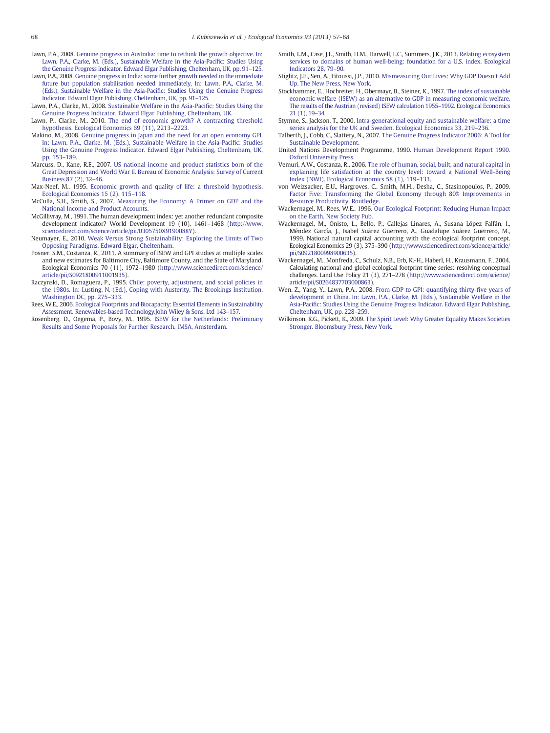Lawn, P.A., 2008. Genuine progress in Australia: time to rethink the growth objective. In: Lawn, P.A., Clarke, M. (Eds.), Sustainable Welfare in the Asia-Pacific: Studies Using the Genuine Progress Indicator. Edward Elgar Publishing, Cheltenham, UK, pp. 91–125.

Lawn, P.A., 2008. Genuine progress in India: some further growth needed in the immediate future but population stabilisation needed immediately. In: Lawn, P.A., Clarke, M. (Eds.), Sustainable Welfare in the Asia-Pacific: Studies Using the Genuine Progress Indicator. Edward Elgar Publishing, Cheltenham, UK, pp. 91–125.

Lawn, P.A., Clarke, M., 2008. Sustainable Welfare in the Asia-Pacific: Studies Using the Genuine Progress Indicator. Edward Elgar Publishing, Cheltenham, UK.

Lawn, P., Clarke, M., 2010. The end of economic growth? A contracting threshold hypothesis. Ecological Economics 69 (11), 2213–2223.

Makino, M., 2008. Genuine progress in Japan and the need for an open economy GPI. In: Lawn, P.A., Clarke, M. (Eds.), Sustainable Welfare in the Asia-Pacific: Studies Using the Genuine Progress Indicator. Edward Elgar Publishing, Cheltenham, UK, pp. 153–189.

Marcuss, D., Kane, R.E., 2007. US national income and product statistics born of the Great Depression and World War II. Bureau of Economic Analysis: Survey of Current Business 87 (2), 32–46.

Max-Neef, M., 1995. Economic growth and quality of life: a threshold hypothesis. Ecological Economics 15 (2), 115–118.

McCulla, S.H., Smith, S., 2007. Measuring the Economy: A Primer on GDP and the National Income and Product Accounts.

McGillivray, M., 1991. The human development index: yet another redundant composite development indicator? World Development 19 (10), 1461–1468 (http://www.sciencedirect.com/science/article/pii/0305750X9190088Y).

Neumayer, E., 2010. Weak Versus Strong Sustainability: Exploring the Limits of Two Opposing Paradigms. Edward Elgar, Cheltenham.

Posner, S.M., Costanza, R., 2011. A summary of ISEW and GPI studies at multiple scales and new estimates for Baltimore City, Baltimore County, and the State of Maryland. Ecological Economics 70 (11), 1972–1980 (http://www.sciencedirect.com/science/article/pii/S0921800911001935).

Raczynski, D., Romaguera, P., 1995. Chile: poverty, adjustment, and social policies in the 1980s. In: Lusting, N. (Ed.), Coping with Austerity. The Brookings Institution, Washington DC, pp. 275–333.

Rees, W.E., 2006. Ecological Footprints and Biocapacity: Essential Elements in Sustainability Assessment. Renewables-based Technology.John Wiley & Sons, Ltd 143–157.

Rosenberg, D., Oegema, P., Bovy, M., 1995. ISEW for the Netherlands: Preliminary Results and Some Proposals for Further Research. IMSA, Amsterdam.

Smith, L.M., Case, J.L., Smith, H.M., Harwell, L.C., Summers, J.K., 2013. Relating ecosystem services to domains of human well-being: foundation for a U.S. index. Ecological Indicators 28, 79–90.

Stiglitz, J.E., Sen, A., Fitoussi, J.P., 2010. Mismeasuring Our Lives: Why GDP Doesn't Add Up. The New Press, New York.

Stockhammer, E., Hochreiter, H., Obermayr, B., Steiner, K., 1997. The index of sustainable economic welfare (ISEW) as an alternative to GDP in measuring economic welfare. The results of the Austrian (revised) ISEW calculation 1955–1992. Ecological Economics 21 (1), 19–34.

Stymne, S., Jackson, T., 2000. Intra-generational equity and sustainable welfare: a time series analysis for the UK and Sweden. Ecological Economics 33, 219–236.

Talberth, J., Cobb, C., Slattery, N., 2007. The Genuine Progress Indicator 2006: A Tool for Sustainable Development.

United Nations Development Programme, 1990. Human Development Report 1990. Oxford University Press.

Vemuri, A.W., Costanza, R., 2006. The role of human, social, built, and natural capital in explaining life satisfaction at the country level: toward a National Well-Being Index (NWI). Ecological Economics 58 (1), 119–133.

von Weizsacker, E.U., Hargroves, C., Smith, M.H., Desha, C., Stasinopoulos, P., 2009. Factor Five: Transforming the Global Economy through 80% Improvements in Resource Productivity. Routledge.

Wackernagel, M., Rees, W.E., 1996. Our Ecological Footprint: Reducing Human Impact on the Earth. New Society Pub.

Wackernagel, M., Onisto, L., Bello, P., Callejas Linares, A., Susana López Falfán, I., Méndez García, J., Isabel Suárez Guerrero, A., Guadalupe Suárez Guerrero, M., 1999. National natural capital accounting with the ecological footprint concept. Ecological Economics 29 (3), 375–390 (http://www.sciencedirect.com/science/article/pii/S0921800998900635).

Wackernagel, M., Monfreda, C., Schulz, N.B., Erb, K.-H., Haberl, H., Krausmann, F., 2004. Calculating national and global ecological footprint time series: resolving conceptual challenges. Land Use Policy 21 (3), 271–278 (http://www.sciencedirect.com/science/article/pii/S0264837703000863).

Wen, Z., Yang, Y., Lawn, P.A., 2008. From GDP to GPI: quantifying thirty-five years of development in China. In: Lawn, P.A., Clarke, M. (Eds.), Sustainable Welfare in the Asia-Pacific: Studies Using the Genuine Progress Indicator. Edward Elgar Publishing, Cheltenham, UK, pp. 228–259.

Wilkinson, R.G., Pickett, K., 2009. The Spirit Level: Why Greater Equality Makes Societies Stronger. Bloomsbury Press, New York.